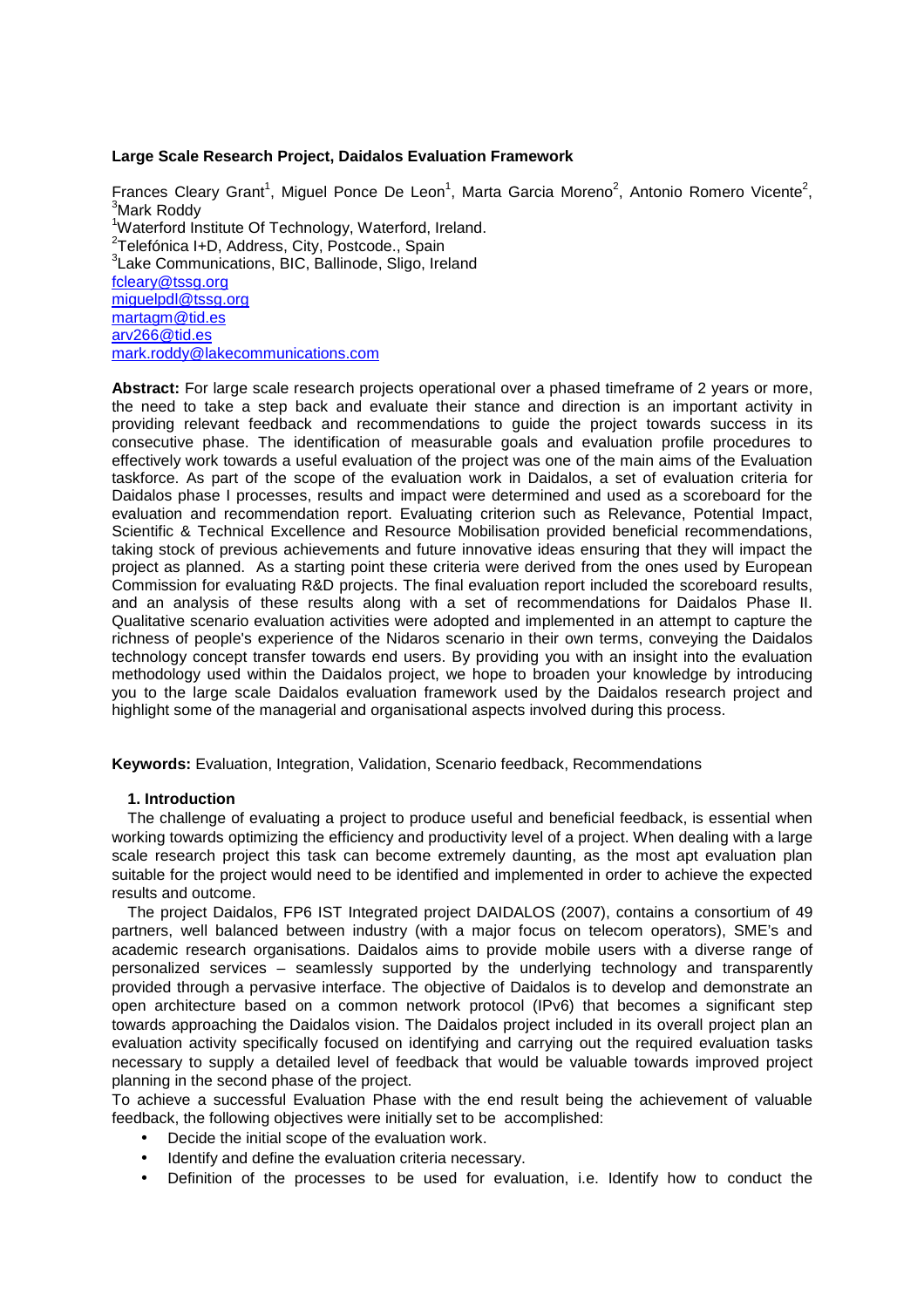**Large Scale Research Project, Daidalos Evaluation Framework**

Frances Cleary Grant[1], Miguel Ponce De Leon[1], Marta Garcia Moreno[2], Antonio Romero Vicente[2], [3]Mark Roddy

[1]Waterford Institute Of Technology, Waterford, Ireland.
[2]Telefónica I+D, Address, City, Postcode., Spain
[3]Lake Communications, BIC, Ballinode, Sligo, Ireland
fcleary@tssg.org
miguelpdl@tssg.org
martagm@tid.es
arv266@tid.es
mark.roddy@lakecommunications.com

**Abstract:** For large scale research projects operational over a phased timeframe of 2 years or more, the need to take a step back and evaluate their stance and direction is an important activity in providing relevant feedback and recommendations to guide the project towards success in its consecutive phase. The identification of measurable goals and evaluation profile procedures to effectively work towards a useful evaluation of the project was one of the main aims of the Evaluation taskforce. As part of the scope of the evaluation work in Daidalos, a set of evaluation criteria for Daidalos phase I processes, results and impact were determined and used as a scoreboard for the evaluation and recommendation report. Evaluating criterion such as Relevance, Potential Impact, Scientific & Technical Excellence and Resource Mobilisation provided beneficial recommendations, taking stock of previous achievements and future innovative ideas ensuring that they will impact the project as planned. As a starting point these criteria were derived from the ones used by European Commission for evaluating R&D projects. The final evaluation report included the scoreboard results, and an analysis of these results along with a set of recommendations for Daidalos Phase II. Qualitative scenario evaluation activities were adopted and implemented in an attempt to capture the richness of people's experience of the Nidaros scenario in their own terms, conveying the Daidalos technology concept transfer towards end users. By providing you with an insight into the evaluation methodology used within the Daidalos project, we hope to broaden your knowledge by introducing you to the large scale Daidalos evaluation framework used by the Daidalos research project and highlight some of the managerial and organisational aspects involved during this process.

**Keywords:** Evaluation, Integration, Validation, Scenario feedback, Recommendations

## 1. Introduction

The challenge of evaluating a project to produce useful and beneficial feedback, is essential when working towards optimizing the efficiency and productivity level of a project. When dealing with a large scale research project this task can become extremely daunting, as the most apt evaluation plan suitable for the project would need to be identified and implemented in order to achieve the expected results and outcome.

The project Daidalos, FP6 IST Integrated project DAIDALOS (2007), contains a consortium of 49 partners, well balanced between industry (with a major focus on telecom operators), SME's and academic research organisations. Daidalos aims to provide mobile users with a diverse range of personalized services – seamlessly supported by the underlying technology and transparently provided through a pervasive interface. The objective of Daidalos is to develop and demonstrate an open architecture based on a common network protocol (IPv6) that becomes a significant step towards approaching the Daidalos vision. The Daidalos project included in its overall project plan an evaluation activity specifically focused on identifying and carrying out the required evaluation tasks necessary to supply a detailed level of feedback that would be valuable towards improved project planning in the second phase of the project.

To achieve a successful Evaluation Phase with the end result being the achievement of valuable feedback, the following objectives were initially set to be accomplished:

- Decide the initial scope of the evaluation work.
- Identify and define the evaluation criteria necessary.
- Definition of the processes to be used for evaluation, i.e. Identify how to conduct the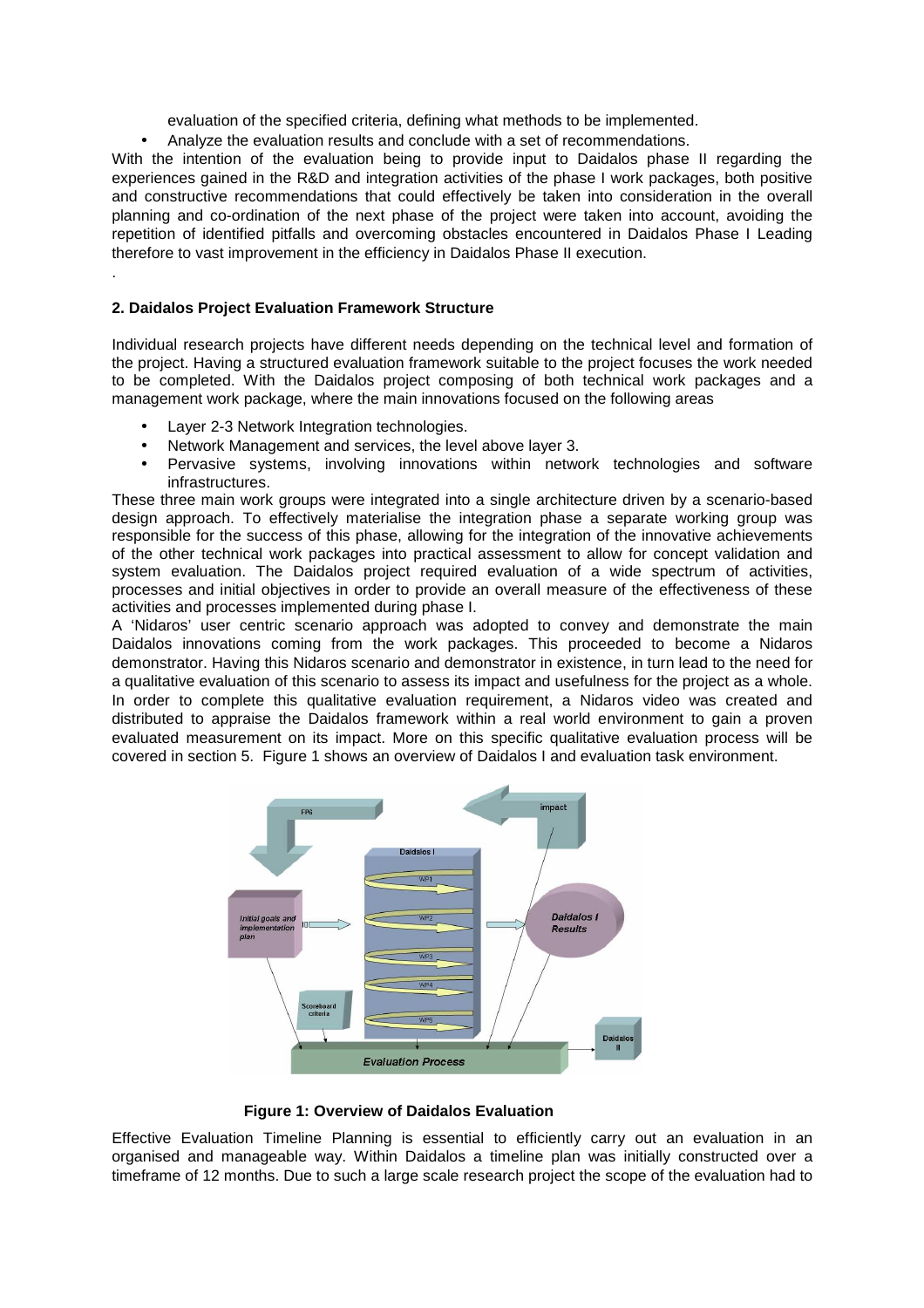evaluation of the specified criteria, defining what methods to be implemented.

- Analyze the evaluation results and conclude with a set of recommendations.

With the intention of the evaluation being to provide input to Daidalos phase II regarding the experiences gained in the R&D and integration activities of the phase I work packages, both positive and constructive recommendations that could effectively be taken into consideration in the overall planning and co-ordination of the next phase of the project were taken into account, avoiding the repetition of identified pitfalls and overcoming obstacles encountered in Daidalos Phase I Leading therefore to vast improvement in the efficiency in Daidalos Phase II execution.

.

**2. Daidalos Project Evaluation Framework Structure**

Individual research projects have different needs depending on the technical level and formation of the project. Having a structured evaluation framework suitable to the project focuses the work needed to be completed. With the Daidalos project composing of both technical work packages and a management work package, where the main innovations focused on the following areas

- Layer 2-3 Network Integration technologies.
- Network Management and services, the level above layer 3.
- Pervasive systems, involving innovations within network technologies and software infrastructures.

These three main work groups were integrated into a single architecture driven by a scenario-based design approach. To effectively materialise the integration phase a separate working group was responsible for the success of this phase, allowing for the integration of the innovative achievements of the other technical work packages into practical assessment to allow for concept validation and system evaluation. The Daidalos project required evaluation of a wide spectrum of activities, processes and initial objectives in order to provide an overall measure of the effectiveness of these activities and processes implemented during phase I.

A 'Nidaros' user centric scenario approach was adopted to convey and demonstrate the main Daidalos innovations coming from the work packages. This proceeded to become a Nidaros demonstrator. Having this Nidaros scenario and demonstrator in existence, in turn lead to the need for a qualitative evaluation of this scenario to assess its impact and usefulness for the project as a whole. In order to complete this qualitative evaluation requirement, a Nidaros video was created and distributed to appraise the Daidalos framework within a real world environment to gain a proven evaluated measurement on its impact. More on this specific qualitative evaluation process will be covered in section 5. Figure 1 shows an overview of Daidalos I and evaluation task environment.

**Figure 1: Overview of Daidalos Evaluation**

Effective Evaluation Timeline Planning is essential to efficiently carry out an evaluation in an organised and manageable way. Within Daidalos a timeline plan was initially constructed over a timeframe of 12 months. Due to such a large scale research project the scope of the evaluation had to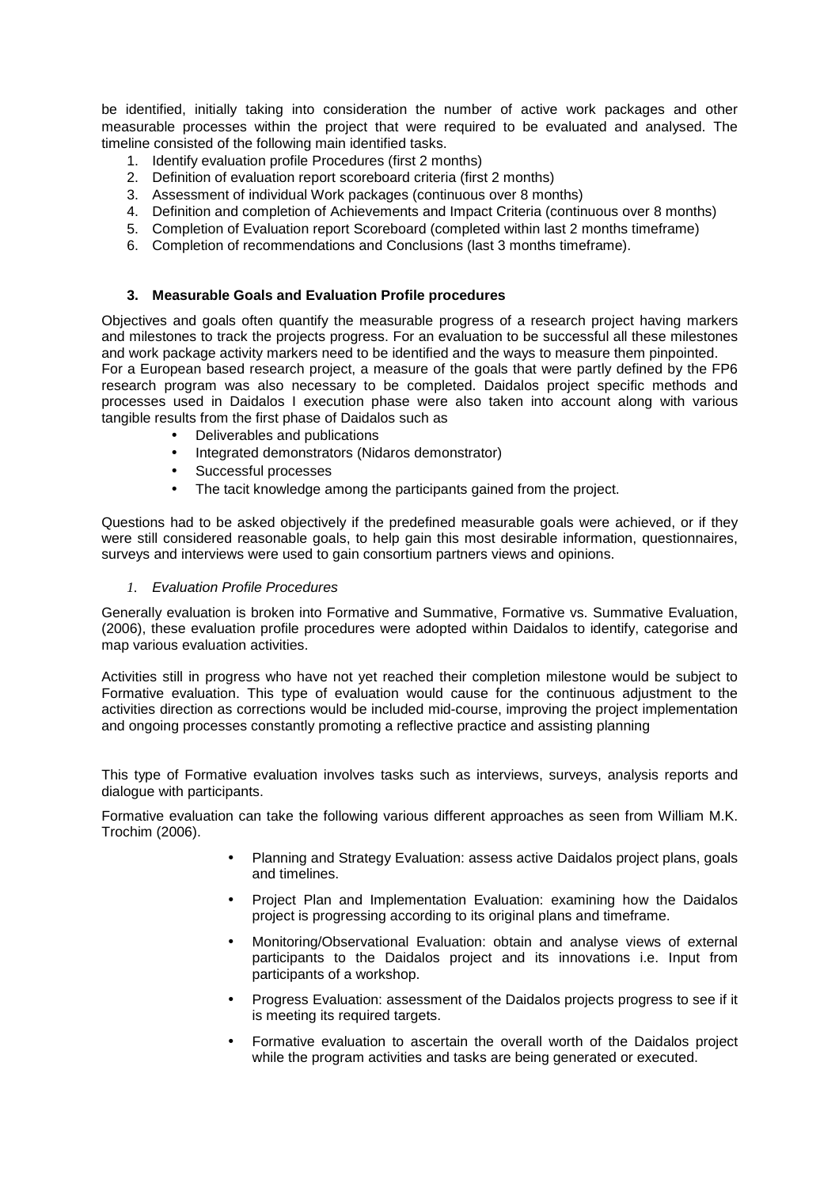be identified, initially taking into consideration the number of active work packages and other measurable processes within the project that were required to be evaluated and analysed. The timeline consisted of the following main identified tasks.

1. Identify evaluation profile Procedures (first 2 months)
2. Definition of evaluation report scoreboard criteria (first 2 months)
3. Assessment of individual Work packages (continuous over 8 months)
4. Definition and completion of Achievements and Impact Criteria (continuous over 8 months)
5. Completion of Evaluation report Scoreboard (completed within last 2 months timeframe)
6. Completion of recommendations and Conclusions (last 3 months timeframe).

## 3. Measurable Goals and Evaluation Profile procedures

Objectives and goals often quantify the measurable progress of a research project having markers and milestones to track the projects progress. For an evaluation to be successful all these milestones and work package activity markers need to be identified and the ways to measure them pinpointed.
For a European based research project, a measure of the goals that were partly defined by the FP6 research program was also necessary to be completed. Daidalos project specific methods and processes used in Daidalos I execution phase were also taken into account along with various tangible results from the first phase of Daidalos such as

- Deliverables and publications
- Integrated demonstrators (Nidaros demonstrator)
- Successful processes
- The tacit knowledge among the participants gained from the project.

Questions had to be asked objectively if the predefined measurable goals were achieved, or if they were still considered reasonable goals, to help gain this most desirable information, questionnaires, surveys and interviews were used to gain consortium partners views and opinions.

### *1. Evaluation Profile Procedures*

Generally evaluation is broken into Formative and Summative, Formative vs. Summative Evaluation, (2006), these evaluation profile procedures were adopted within Daidalos to identify, categorise and map various evaluation activities.

Activities still in progress who have not yet reached their completion milestone would be subject to Formative evaluation. This type of evaluation would cause for the continuous adjustment to the activities direction as corrections would be included mid-course, improving the project implementation and ongoing processes constantly promoting a reflective practice and assisting planning

This type of Formative evaluation involves tasks such as interviews, surveys, analysis reports and dialogue with participants.

Formative evaluation can take the following various different approaches as seen from William M.K. Trochim (2006).

- Planning and Strategy Evaluation: assess active Daidalos project plans, goals and timelines.
- Project Plan and Implementation Evaluation: examining how the Daidalos project is progressing according to its original plans and timeframe.
- Monitoring/Observational Evaluation: obtain and analyse views of external participants to the Daidalos project and its innovations i.e. Input from participants of a workshop.
- Progress Evaluation: assessment of the Daidalos projects progress to see if it is meeting its required targets.
- Formative evaluation to ascertain the overall worth of the Daidalos project while the program activities and tasks are being generated or executed.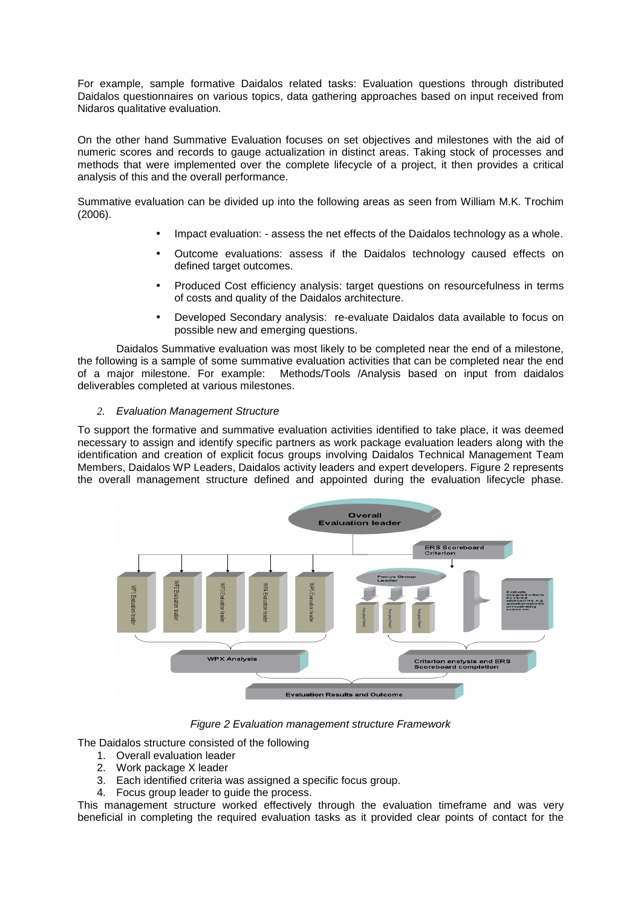For example, sample formative Daidalos related tasks: Evaluation questions through distributed Daidalos questionnaires on various topics, data gathering approaches based on input received from Nidaros qualitative evaluation.

On the other hand Summative Evaluation focuses on set objectives and milestones with the aid of numeric scores and records to gauge actualization in distinct areas. Taking stock of processes and methods that were implemented over the complete lifecycle of a project, it then provides a critical analysis of this and the overall performance.

Summative evaluation can be divided up into the following areas as seen from William M.K. Trochim (2006).

- Impact evaluation: - assess the net effects of the Daidalos technology as a whole.
- Outcome evaluations: assess if the Daidalos technology caused effects on defined target outcomes.
- Produced Cost efficiency analysis: target questions on resourcefulness in terms of costs and quality of the Daidalos architecture.
- Developed Secondary analysis: re-evaluate Daidalos data available to focus on possible new and emerging questions.

Daidalos Summative evaluation was most likely to be completed near the end of a milestone, the following is a sample of some summative evaluation activities that can be completed near the end of a major milestone. For example: Methods/Tools /Analysis based on input from daidalos deliverables completed at various milestones.

## *2. Evaluation Management Structure*

To support the formative and summative evaluation activities identified to take place, it was deemed necessary to assign and identify specific partners as work package evaluation leaders along with the identification and creation of explicit focus groups involving Daidalos Technical Management Team Members, Daidalos WP Leaders, Daidalos activity leaders and expert developers. Figure 2 represents the overall management structure defined and appointed during the evaluation lifecycle phase.

*Figure 2 Evaluation management structure Framework*

The Daidalos structure consisted of the following

1. Overall evaluation leader
2. Work package X leader
3. Each identified criteria was assigned a specific focus group.
4. Focus group leader to guide the process.

This management structure worked effectively through the evaluation timeframe and was very beneficial in completing the required evaluation tasks as it provided clear points of contact for the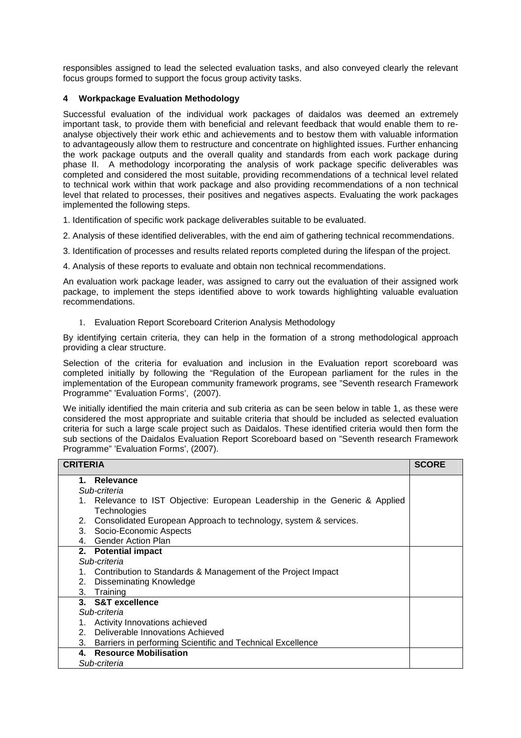responsibles assigned to lead the selected evaluation tasks, and also conveyed clearly the relevant focus groups formed to support the focus group activity tasks.

## 4 Workpackage Evaluation Methodology

Successful evaluation of the individual work packages of daidalos was deemed an extremely important task, to provide them with beneficial and relevant feedback that would enable them to re-analyse objectively their work ethic and achievements and to bestow them with valuable information to advantageously allow them to restructure and concentrate on highlighted issues. Further enhancing the work package outputs and the overall quality and standards from each work package during phase II. A methodology incorporating the analysis of work package specific deliverables was completed and considered the most suitable, providing recommendations of a technical level related to technical work within that work package and also providing recommendations of a non technical level that related to processes, their positives and negatives aspects. Evaluating the work packages implemented the following steps.

1. Identification of specific work package deliverables suitable to be evaluated.

2. Analysis of these identified deliverables, with the end aim of gathering technical recommendations.

3. Identification of processes and results related reports completed during the lifespan of the project.

4. Analysis of these reports to evaluate and obtain non technical recommendations.

An evaluation work package leader, was assigned to carry out the evaluation of their assigned work package, to implement the steps identified above to work towards highlighting valuable evaluation recommendations.

1. Evaluation Report Scoreboard Criterion Analysis Methodology

By identifying certain criteria, they can help in the formation of a strong methodological approach providing a clear structure.

Selection of the criteria for evaluation and inclusion in the Evaluation report scoreboard was completed initially by following the "Regulation of the European parliament for the rules in the implementation of the European community framework programs, see "Seventh research Framework Programme" 'Evaluation Forms', (2007).

We initially identified the main criteria and sub criteria as can be seen below in table 1, as these were considered the most appropriate and suitable criteria that should be included as selected evaluation criteria for such a large scale project such as Daidalos. These identified criteria would then form the sub sections of the Daidalos Evaluation Report Scoreboard based on "Seventh research Framework Programme" 'Evaluation Forms', (2007).

| CRITERIA | SCORE |
|---|---|
| **1. Relevance**<br>*Sub-criteria*<br>1. Relevance to IST Objective: European Leadership in the Generic & Applied Technologies<br>2. Consolidated European Approach to technology, system & services.<br>3. Socio-Economic Aspects<br>4. Gender Action Plan | |
| **2. Potential impact**<br>*Sub-criteria*<br>1. Contribution to Standards & Management of the Project Impact<br>2. Disseminating Knowledge<br>3. Training | |
| **3. S&T excellence**<br>*Sub-criteria*<br>1. Activity Innovations achieved<br>2. Deliverable Innovations Achieved<br>3. Barriers in performing Scientific and Technical Excellence | |
| **4. Resource Mobilisation**<br>*Sub-criteria* | |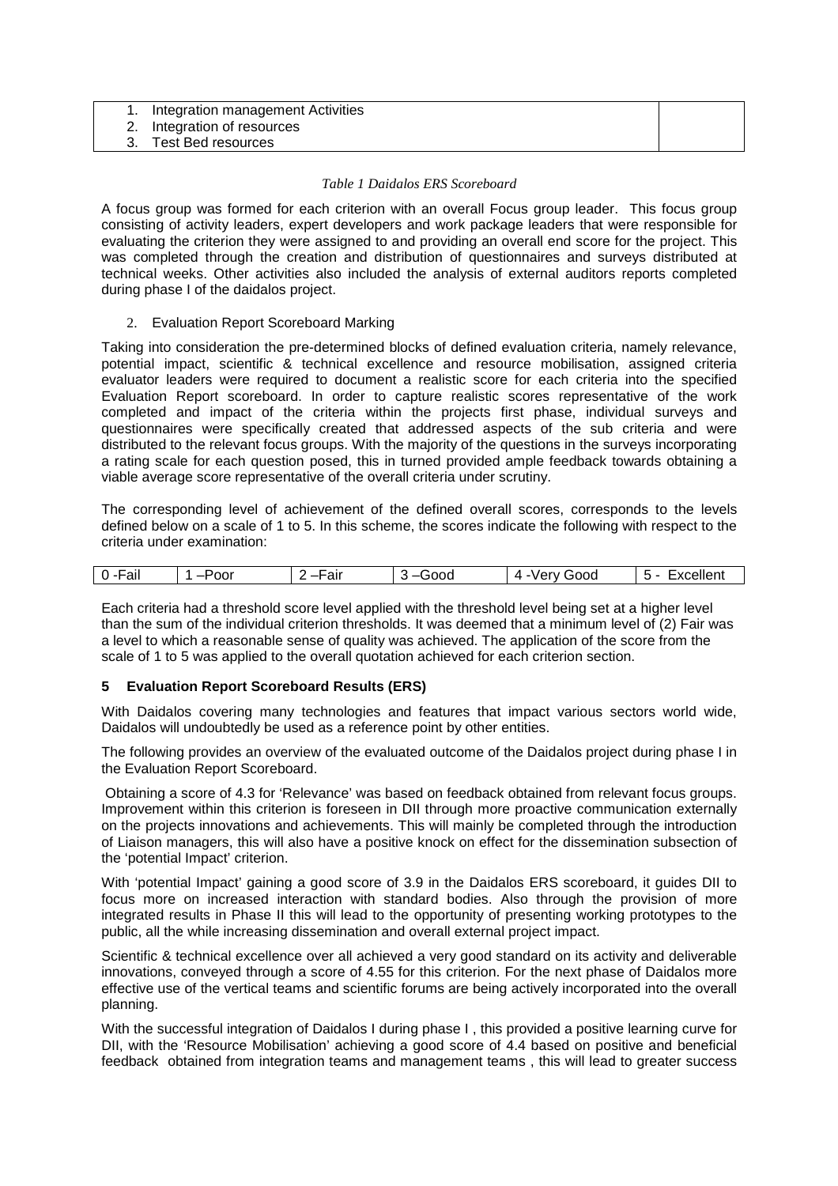| 1. Integration management Activities<br>2. Integration of resources<br>3. Test Bed resources | |
|---|---|

*Table 1 Daidalos ERS Scoreboard*

A focus group was formed for each criterion with an overall Focus group leader. This focus group consisting of activity leaders, expert developers and work package leaders that were responsible for evaluating the criterion they were assigned to and providing an overall end score for the project. This was completed through the creation and distribution of questionnaires and surveys distributed at technical weeks. Other activities also included the analysis of external auditors reports completed during phase I of the daidalos project.

2. Evaluation Report Scoreboard Marking

Taking into consideration the pre-determined blocks of defined evaluation criteria, namely relevance, potential impact, scientific & technical excellence and resource mobilisation, assigned criteria evaluator leaders were required to document a realistic score for each criteria into the specified Evaluation Report scoreboard. In order to capture realistic scores representative of the work completed and impact of the criteria within the projects first phase, individual surveys and questionnaires were specifically created that addressed aspects of the sub criteria and were distributed to the relevant focus groups. With the majority of the questions in the surveys incorporating a rating scale for each question posed, this in turned provided ample feedback towards obtaining a viable average score representative of the overall criteria under scrutiny.

The corresponding level of achievement of the defined overall scores, corresponds to the levels defined below on a scale of 1 to 5. In this scheme, the scores indicate the following with respect to the criteria under examination:

| 0 -Fail | 1 –Poor | 2 –Fair | 3 –Good | 4 -Very Good | 5 - Excellent |
|---|---|---|---|---|---|

Each criteria had a threshold score level applied with the threshold level being set at a higher level than the sum of the individual criterion thresholds. It was deemed that a minimum level of (2) Fair was a level to which a reasonable sense of quality was achieved. The application of the score from the scale of 1 to 5 was applied to the overall quotation achieved for each criterion section.

## 5 Evaluation Report Scoreboard Results (ERS)

With Daidalos covering many technologies and features that impact various sectors world wide, Daidalos will undoubtedly be used as a reference point by other entities.

The following provides an overview of the evaluated outcome of the Daidalos project during phase I in the Evaluation Report Scoreboard.

Obtaining a score of 4.3 for 'Relevance' was based on feedback obtained from relevant focus groups. Improvement within this criterion is foreseen in DII through more proactive communication externally on the projects innovations and achievements. This will mainly be completed through the introduction of Liaison managers, this will also have a positive knock on effect for the dissemination subsection of the 'potential Impact' criterion.

With 'potential Impact' gaining a good score of 3.9 in the Daidalos ERS scoreboard, it guides DII to focus more on increased interaction with standard bodies. Also through the provision of more integrated results in Phase II this will lead to the opportunity of presenting working prototypes to the public, all the while increasing dissemination and overall external project impact.

Scientific & technical excellence over all achieved a very good standard on its activity and deliverable innovations, conveyed through a score of 4.55 for this criterion. For the next phase of Daidalos more effective use of the vertical teams and scientific forums are being actively incorporated into the overall planning.

With the successful integration of Daidalos I during phase I , this provided a positive learning curve for DII, with the 'Resource Mobilisation' achieving a good score of 4.4 based on positive and beneficial feedback obtained from integration teams and management teams , this will lead to greater success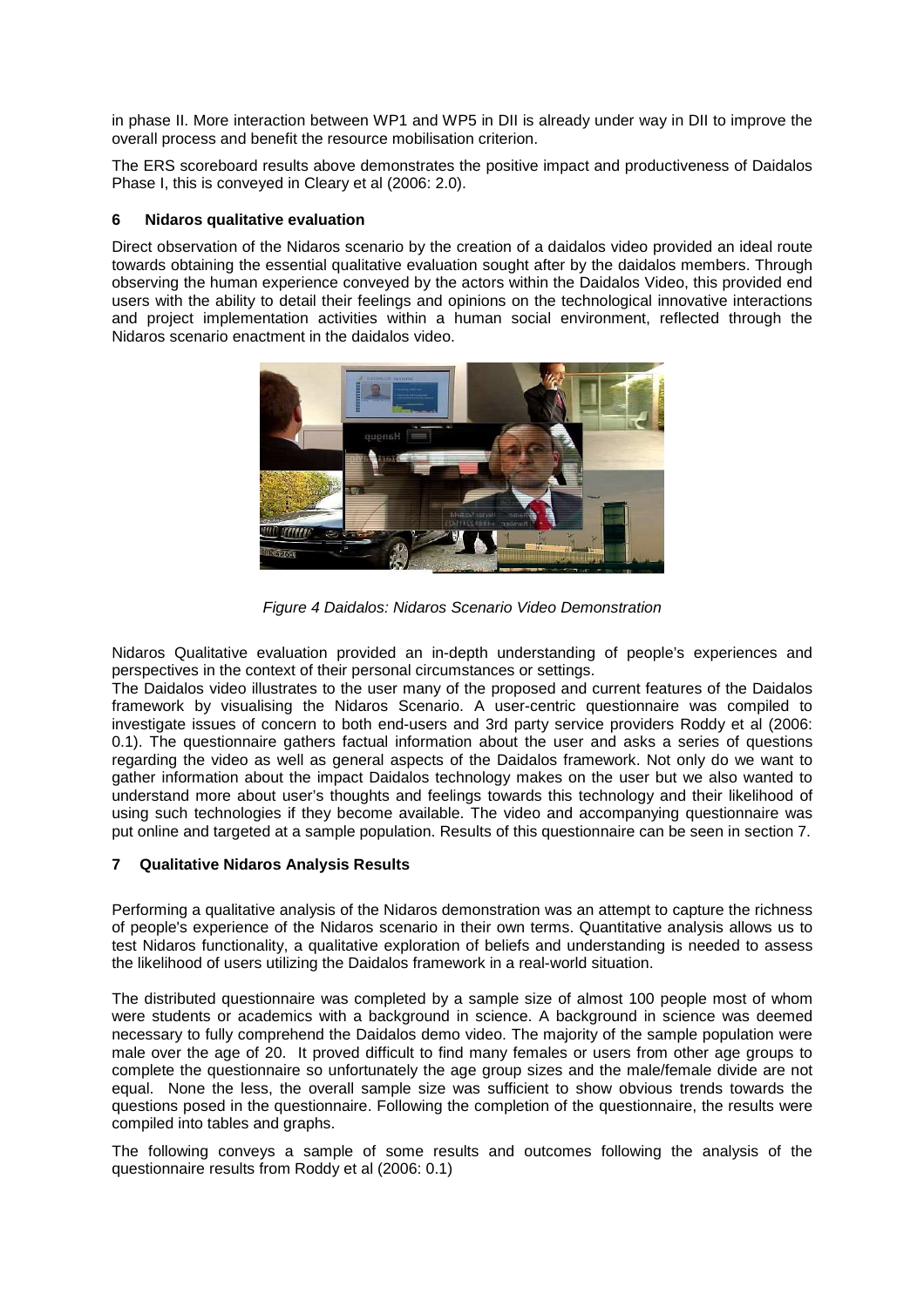in phase II. More interaction between WP1 and WP5 in DII is already under way in DII to improve the overall process and benefit the resource mobilisation criterion.

The ERS scoreboard results above demonstrates the positive impact and productiveness of Daidalos Phase I, this is conveyed in Cleary et al (2006: 2.0).

## 6 Nidaros qualitative evaluation

Direct observation of the Nidaros scenario by the creation of a daidalos video provided an ideal route towards obtaining the essential qualitative evaluation sought after by the daidalos members. Through observing the human experience conveyed by the actors within the Daidalos Video, this provided end users with the ability to detail their feelings and opinions on the technological innovative interactions and project implementation activities within a human social environment, reflected through the Nidaros scenario enactment in the daidalos video.

*Figure 4 Daidalos: Nidaros Scenario Video Demonstration*

Nidaros Qualitative evaluation provided an in-depth understanding of people's experiences and perspectives in the context of their personal circumstances or settings.
The Daidalos video illustrates to the user many of the proposed and current features of the Daidalos framework by visualising the Nidaros Scenario. A user-centric questionnaire was compiled to investigate issues of concern to both end-users and 3rd party service providers Roddy et al (2006: 0.1). The questionnaire gathers factual information about the user and asks a series of questions regarding the video as well as general aspects of the Daidalos framework. Not only do we want to gather information about the impact Daidalos technology makes on the user but we also wanted to understand more about user's thoughts and feelings towards this technology and their likelihood of using such technologies if they become available. The video and accompanying questionnaire was put online and targeted at a sample population. Results of this questionnaire can be seen in section 7.

## 7 Qualitative Nidaros Analysis Results

Performing a qualitative analysis of the Nidaros demonstration was an attempt to capture the richness of people's experience of the Nidaros scenario in their own terms. Quantitative analysis allows us to test Nidaros functionality, a qualitative exploration of beliefs and understanding is needed to assess the likelihood of users utilizing the Daidalos framework in a real-world situation.

The distributed questionnaire was completed by a sample size of almost 100 people most of whom were students or academics with a background in science. A background in science was deemed necessary to fully comprehend the Daidalos demo video. The majority of the sample population were male over the age of 20. It proved difficult to find many females or users from other age groups to complete the questionnaire so unfortunately the age group sizes and the male/female divide are not equal. None the less, the overall sample size was sufficient to show obvious trends towards the questions posed in the questionnaire. Following the completion of the questionnaire, the results were compiled into tables and graphs.

The following conveys a sample of some results and outcomes following the analysis of the questionnaire results from Roddy et al (2006: 0.1)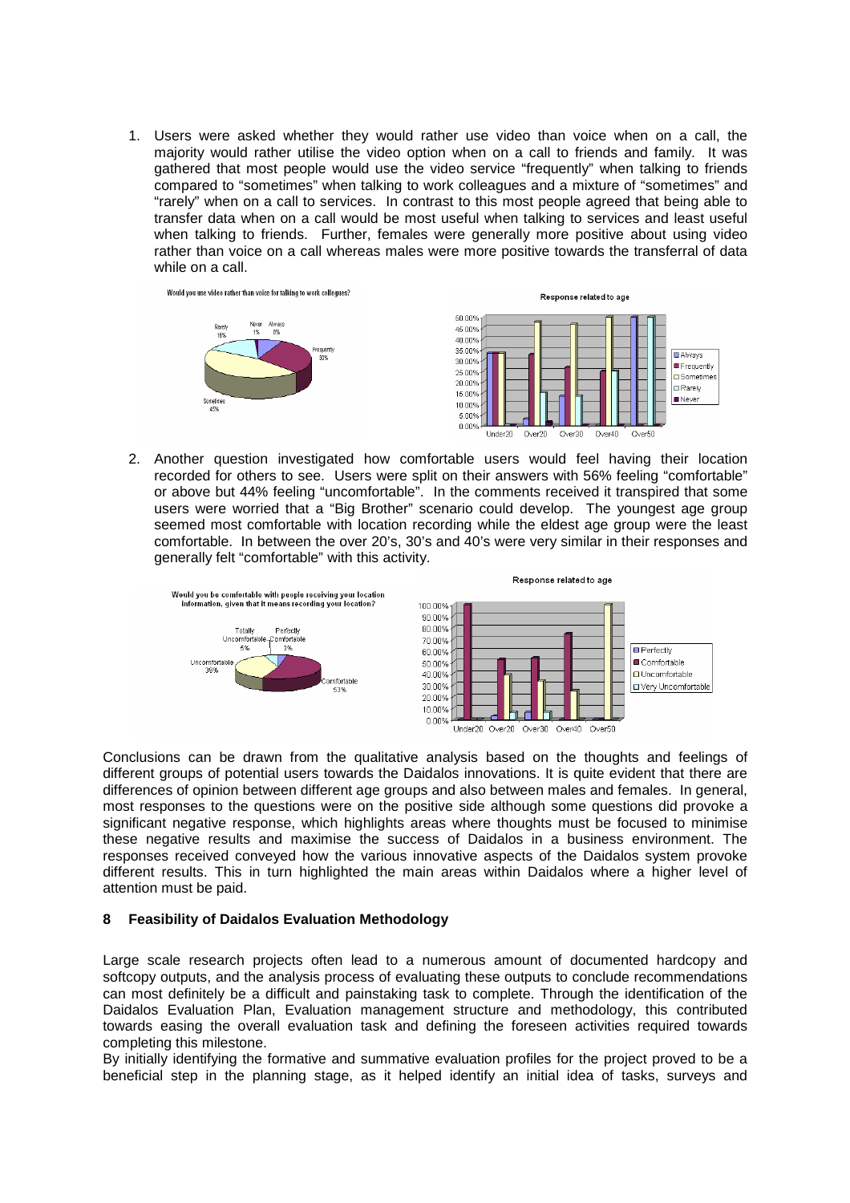1. Users were asked whether they would rather use video than voice when on a call, the majority would rather utilise the video option when on a call to friends and family. It was gathered that most people would use the video service "frequently" when talking to friends compared to "sometimes" when talking to work colleagues and a mixture of "sometimes" and "rarely" when on a call to services. In contrast to this most people agreed that being able to transfer data when on a call would be most useful when talking to services and least useful when talking to friends. Further, females were generally more positive about using video rather than voice on a call whereas males were more positive towards the transferral of data while on a call.

2. Another question investigated how comfortable users would feel having their location recorded for others to see. Users were split on their answers with 56% feeling "comfortable" or above but 44% feeling "uncomfortable". In the comments received it transpired that some users were worried that a "Big Brother" scenario could develop. The youngest age group seemed most comfortable with location recording while the eldest age group were the least comfortable. In between the over 20's, 30's and 40's were very similar in their responses and generally felt "comfortable" with this activity.

Conclusions can be drawn from the qualitative analysis based on the thoughts and feelings of different groups of potential users towards the Daidalos innovations. It is quite evident that there are differences of opinion between different age groups and also between males and females. In general, most responses to the questions were on the positive side although some questions did provoke a significant negative response, which highlights areas where thoughts must be focused to minimise these negative results and maximise the success of Daidalos in a business environment. The responses received conveyed how the various innovative aspects of the Daidalos system provoke different results. This in turn highlighted the main areas within Daidalos where a higher level of attention must be paid.

## 8 Feasibility of Daidalos Evaluation Methodology

Large scale research projects often lead to a numerous amount of documented hardcopy and softcopy outputs, and the analysis process of evaluating these outputs to conclude recommendations can most definitely be a difficult and painstaking task to complete. Through the identification of the Daidalos Evaluation Plan, Evaluation management structure and methodology, this contributed towards easing the overall evaluation task and defining the foreseen activities required towards completing this milestone.

By initially identifying the formative and summative evaluation profiles for the project proved to be a beneficial step in the planning stage, as it helped identify an initial idea of tasks, surveys and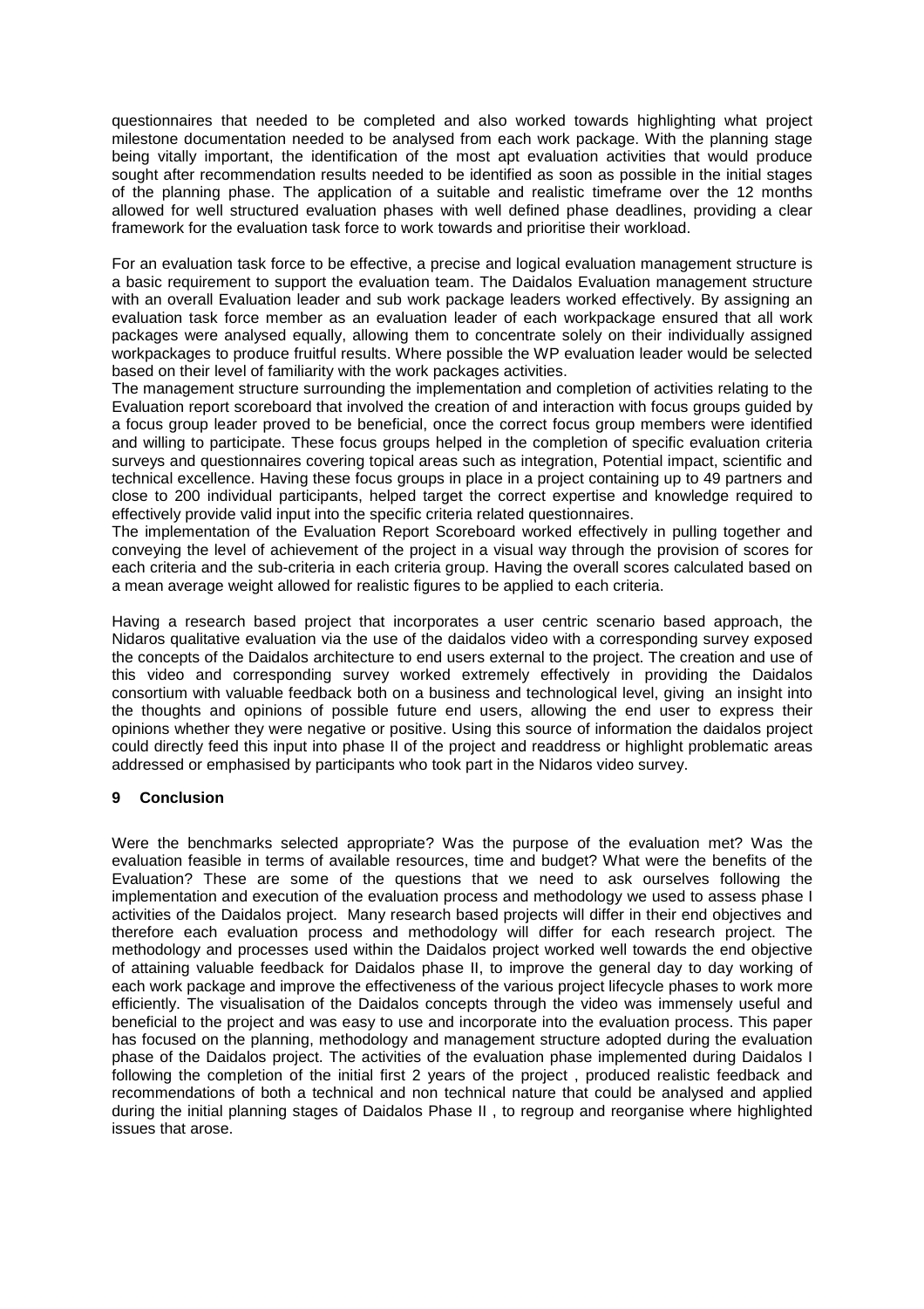questionnaires that needed to be completed and also worked towards highlighting what project milestone documentation needed to be analysed from each work package. With the planning stage being vitally important, the identification of the most apt evaluation activities that would produce sought after recommendation results needed to be identified as soon as possible in the initial stages of the planning phase. The application of a suitable and realistic timeframe over the 12 months allowed for well structured evaluation phases with well defined phase deadlines, providing a clear framework for the evaluation task force to work towards and prioritise their workload.

For an evaluation task force to be effective, a precise and logical evaluation management structure is a basic requirement to support the evaluation team. The Daidalos Evaluation management structure with an overall Evaluation leader and sub work package leaders worked effectively. By assigning an evaluation task force member as an evaluation leader of each workpackage ensured that all work packages were analysed equally, allowing them to concentrate solely on their individually assigned workpackages to produce fruitful results. Where possible the WP evaluation leader would be selected based on their level of familiarity with the work packages activities.

The management structure surrounding the implementation and completion of activities relating to the Evaluation report scoreboard that involved the creation of and interaction with focus groups guided by a focus group leader proved to be beneficial, once the correct focus group members were identified and willing to participate. These focus groups helped in the completion of specific evaluation criteria surveys and questionnaires covering topical areas such as integration, Potential impact, scientific and technical excellence. Having these focus groups in place in a project containing up to 49 partners and close to 200 individual participants, helped target the correct expertise and knowledge required to effectively provide valid input into the specific criteria related questionnaires.

The implementation of the Evaluation Report Scoreboard worked effectively in pulling together and conveying the level of achievement of the project in a visual way through the provision of scores for each criteria and the sub-criteria in each criteria group. Having the overall scores calculated based on a mean average weight allowed for realistic figures to be applied to each criteria.

Having a research based project that incorporates a user centric scenario based approach, the Nidaros qualitative evaluation via the use of the daidalos video with a corresponding survey exposed the concepts of the Daidalos architecture to end users external to the project. The creation and use of this video and corresponding survey worked extremely effectively in providing the Daidalos consortium with valuable feedback both on a business and technological level, giving an insight into the thoughts and opinions of possible future end users, allowing the end user to express their opinions whether they were negative or positive. Using this source of information the daidalos project could directly feed this input into phase II of the project and readdress or highlight problematic areas addressed or emphasised by participants who took part in the Nidaros video survey.

## 9 Conclusion

Were the benchmarks selected appropriate? Was the purpose of the evaluation met? Was the evaluation feasible in terms of available resources, time and budget? What were the benefits of the Evaluation? These are some of the questions that we need to ask ourselves following the implementation and execution of the evaluation process and methodology we used to assess phase I activities of the Daidalos project. Many research based projects will differ in their end objectives and therefore each evaluation process and methodology will differ for each research project. The methodology and processes used within the Daidalos project worked well towards the end objective of attaining valuable feedback for Daidalos phase II, to improve the general day to day working of each work package and improve the effectiveness of the various project lifecycle phases to work more efficiently. The visualisation of the Daidalos concepts through the video was immensely useful and beneficial to the project and was easy to use and incorporate into the evaluation process. This paper has focused on the planning, methodology and management structure adopted during the evaluation phase of the Daidalos project. The activities of the evaluation phase implemented during Daidalos I following the completion of the initial first 2 years of the project , produced realistic feedback and recommendations of both a technical and non technical nature that could be analysed and applied during the initial planning stages of Daidalos Phase II , to regroup and reorganise where highlighted issues that arose.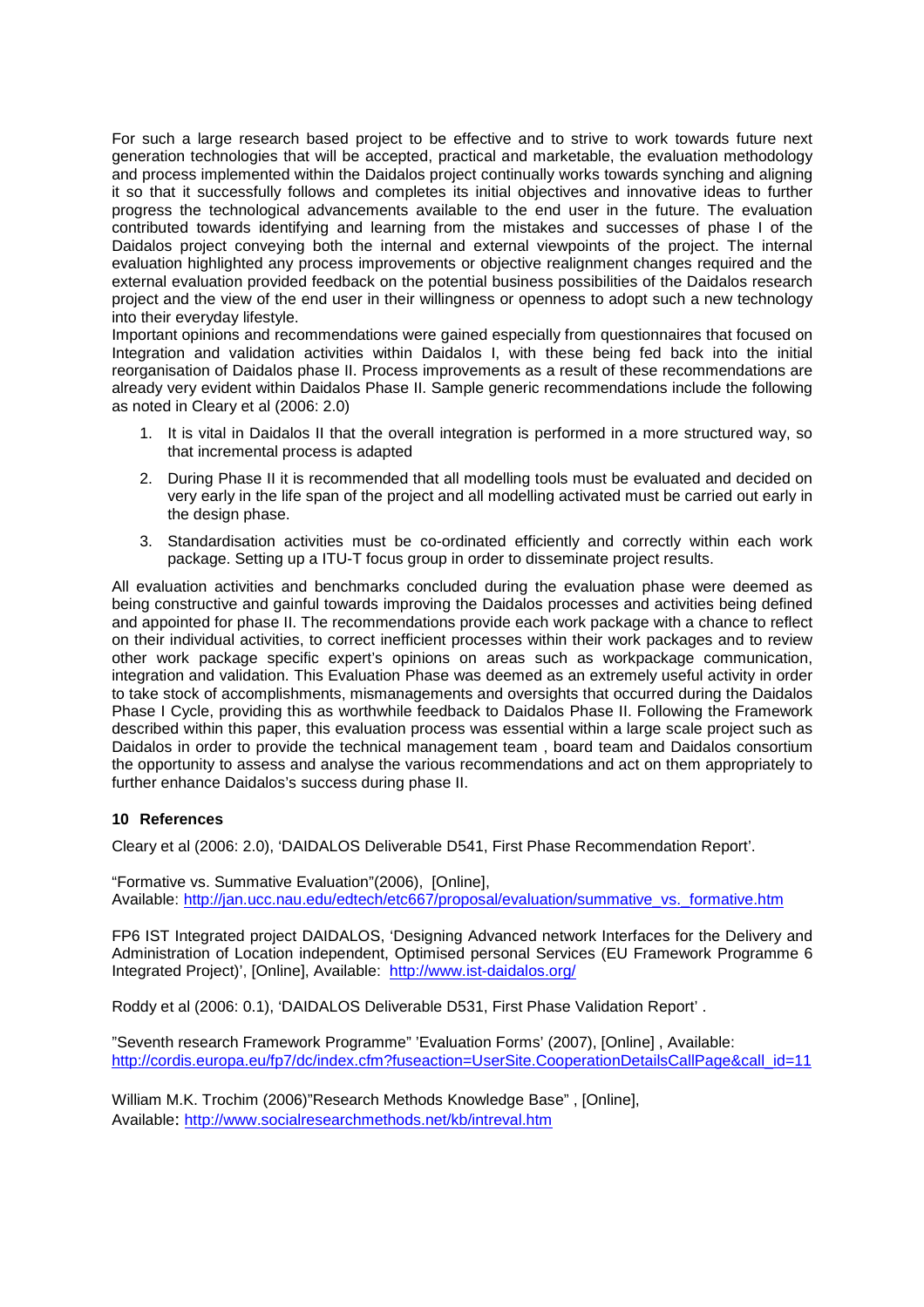For such a large research based project to be effective and to strive to work towards future next generation technologies that will be accepted, practical and marketable, the evaluation methodology and process implemented within the Daidalos project continually works towards synching and aligning it so that it successfully follows and completes its initial objectives and innovative ideas to further progress the technological advancements available to the end user in the future. The evaluation contributed towards identifying and learning from the mistakes and successes of phase I of the Daidalos project conveying both the internal and external viewpoints of the project. The internal evaluation highlighted any process improvements or objective realignment changes required and the external evaluation provided feedback on the potential business possibilities of the Daidalos research project and the view of the end user in their willingness or openness to adopt such a new technology into their everyday lifestyle.

Important opinions and recommendations were gained especially from questionnaires that focused on Integration and validation activities within Daidalos I, with these being fed back into the initial reorganisation of Daidalos phase II. Process improvements as a result of these recommendations are already very evident within Daidalos Phase II. Sample generic recommendations include the following as noted in Cleary et al (2006: 2.0)

1. It is vital in Daidalos II that the overall integration is performed in a more structured way, so that incremental process is adapted
2. During Phase II it is recommended that all modelling tools must be evaluated and decided on very early in the life span of the project and all modelling activated must be carried out early in the design phase.
3. Standardisation activities must be co-ordinated efficiently and correctly within each work package. Setting up a ITU-T focus group in order to disseminate project results.

All evaluation activities and benchmarks concluded during the evaluation phase were deemed as being constructive and gainful towards improving the Daidalos processes and activities being defined and appointed for phase II. The recommendations provide each work package with a chance to reflect on their individual activities, to correct inefficient processes within their work packages and to review other work package specific expert's opinions on areas such as workpackage communication, integration and validation. This Evaluation Phase was deemed as an extremely useful activity in order to take stock of accomplishments, mismanagements and oversights that occurred during the Daidalos Phase I Cycle, providing this as worthwhile feedback to Daidalos Phase II. Following the Framework described within this paper, this evaluation process was essential within a large scale project such as Daidalos in order to provide the technical management team , board team and Daidalos consortium the opportunity to assess and analyse the various recommendations and act on them appropriately to further enhance Daidalos's success during phase II.

## 10 References

Cleary et al (2006: 2.0), 'DAIDALOS Deliverable D541, First Phase Recommendation Report'.

"Formative vs. Summative Evaluation"(2006), [Online],
Available: http://jan.ucc.nau.edu/edtech/etc667/proposal/evaluation/summative_vs._formative.htm

FP6 IST Integrated project DAIDALOS, 'Designing Advanced network Interfaces for the Delivery and Administration of Location independent, Optimised personal Services (EU Framework Programme 6 Integrated Project)', [Online], Available: http://www.ist-daidalos.org/

Roddy et al (2006: 0.1), 'DAIDALOS Deliverable D531, First Phase Validation Report' .

"Seventh research Framework Programme" 'Evaluation Forms' (2007), [Online] , Available:
http://cordis.europa.eu/fp7/dc/index.cfm?fuseaction=UserSite.CooperationDetailsCallPage&call_id=11

William M.K. Trochim (2006)"Research Methods Knowledge Base" , [Online],
Available: http://www.socialresearchmethods.net/kb/intreval.htm